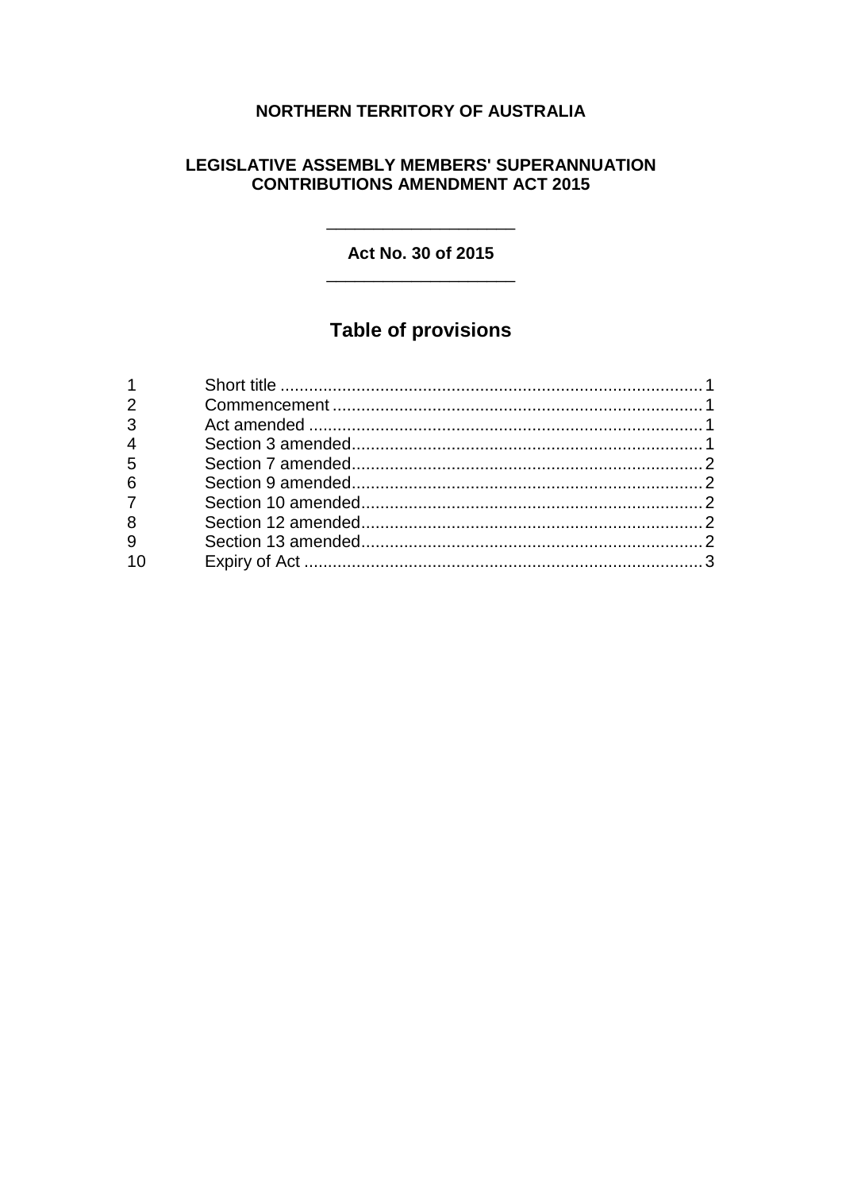**NORTHERN TERRITORY OF AUSTRALIA**

**LEGISLATIVE ASSEMBLY MEMBERS' SUPERANNUATION CONTRIBUTIONS AMENDMENT ACT 2015**

---

**Act No. 30 of 2015**

---

## Table of provisions

| | | |
|---|---|---|
| 1 | Short title | 1 |
| 2 | Commencement | 1 |
| 3 | Act amended | 1 |
| 4 | Section 3 amended | 1 |
| 5 | Section 7 amended | 2 |
| 6 | Section 9 amended | 2 |
| 7 | Section 10 amended | 2 |
| 8 | Section 12 amended | 2 |
| 9 | Section 13 amended | 2 |
| 10 | Expiry of Act | 3 |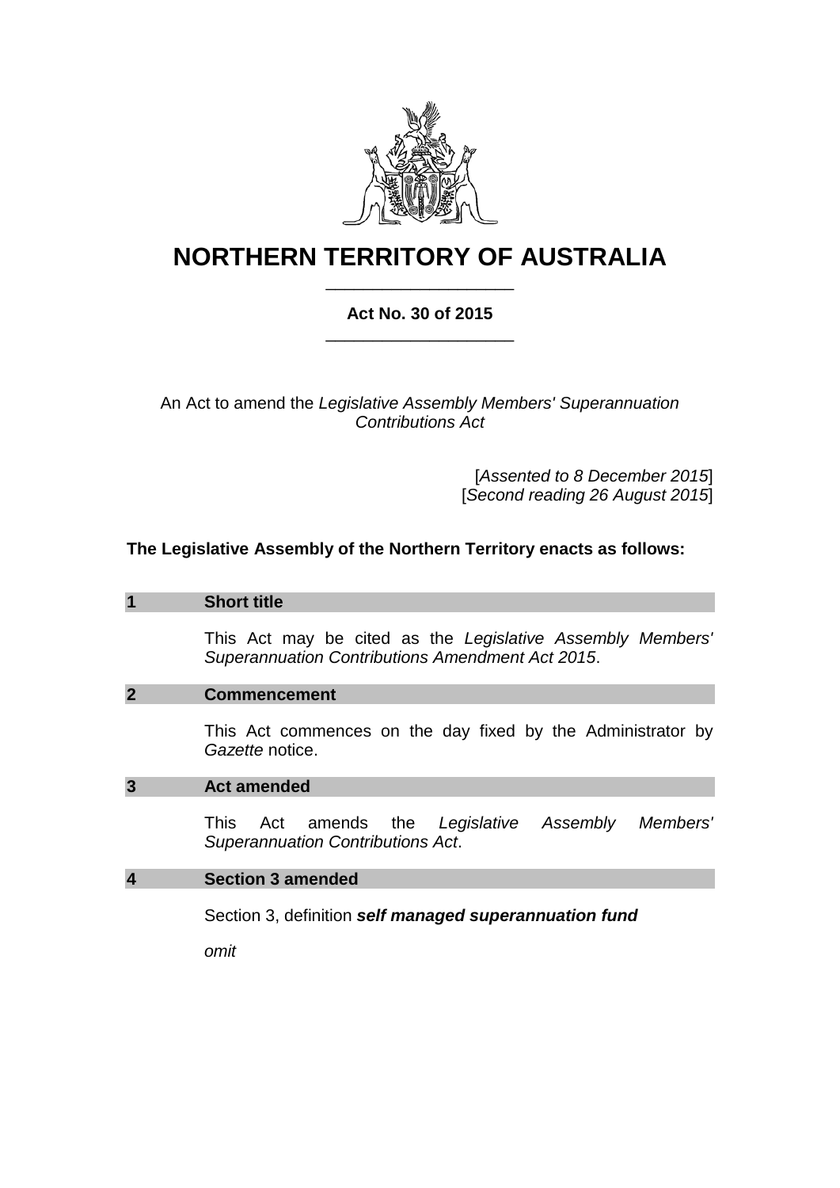# NORTHERN TERRITORY OF AUSTRALIA

**Act No. 30 of 2015**

An Act to amend the *Legislative Assembly Members' Superannuation Contributions Act*

[*Assented to 8 December 2015*]
[*Second reading 26 August 2015*]

**The Legislative Assembly of the Northern Territory enacts as follows:**

## 1 Short title

This Act may be cited as the *Legislative Assembly Members' Superannuation Contributions Amendment Act 2015*.

## 2 Commencement

This Act commences on the day fixed by the Administrator by *Gazette* notice.

## 3 Act amended

This Act amends the *Legislative Assembly Members' Superannuation Contributions Act*.

## 4 Section 3 amended

Section 3, definition ***self managed superannuation fund***

*omit*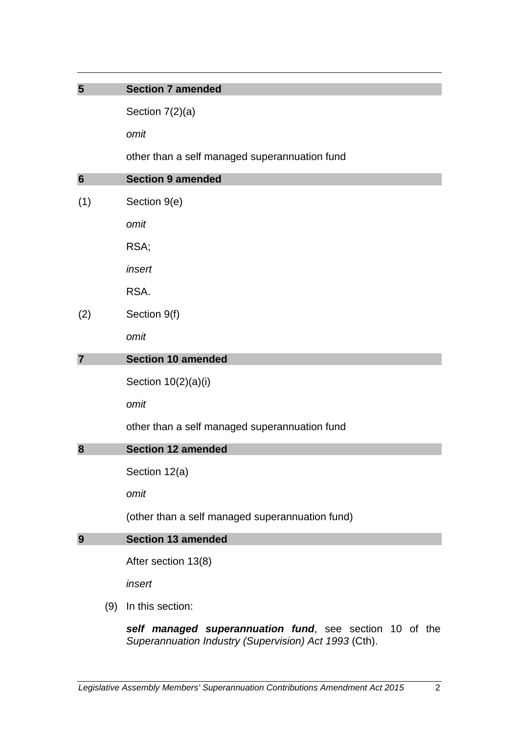## 5 Section 7 amended

Section 7(2)(a)

*omit*

other than a self managed superannuation fund

## 6 Section 9 amended

(1) Section 9(e)

*omit*

RSA;

*insert*

RSA.

(2) Section 9(f)

*omit*

## 7 Section 10 amended

Section 10(2)(a)(i)

*omit*

other than a self managed superannuation fund

## 8 Section 12 amended

Section 12(a)

*omit*

(other than a self managed superannuation fund)

## 9 Section 13 amended

After section 13(8)

*insert*

(9) In this section:

***self managed superannuation fund***, see section 10 of the *Superannuation Industry (Supervision) Act 1993* (Cth).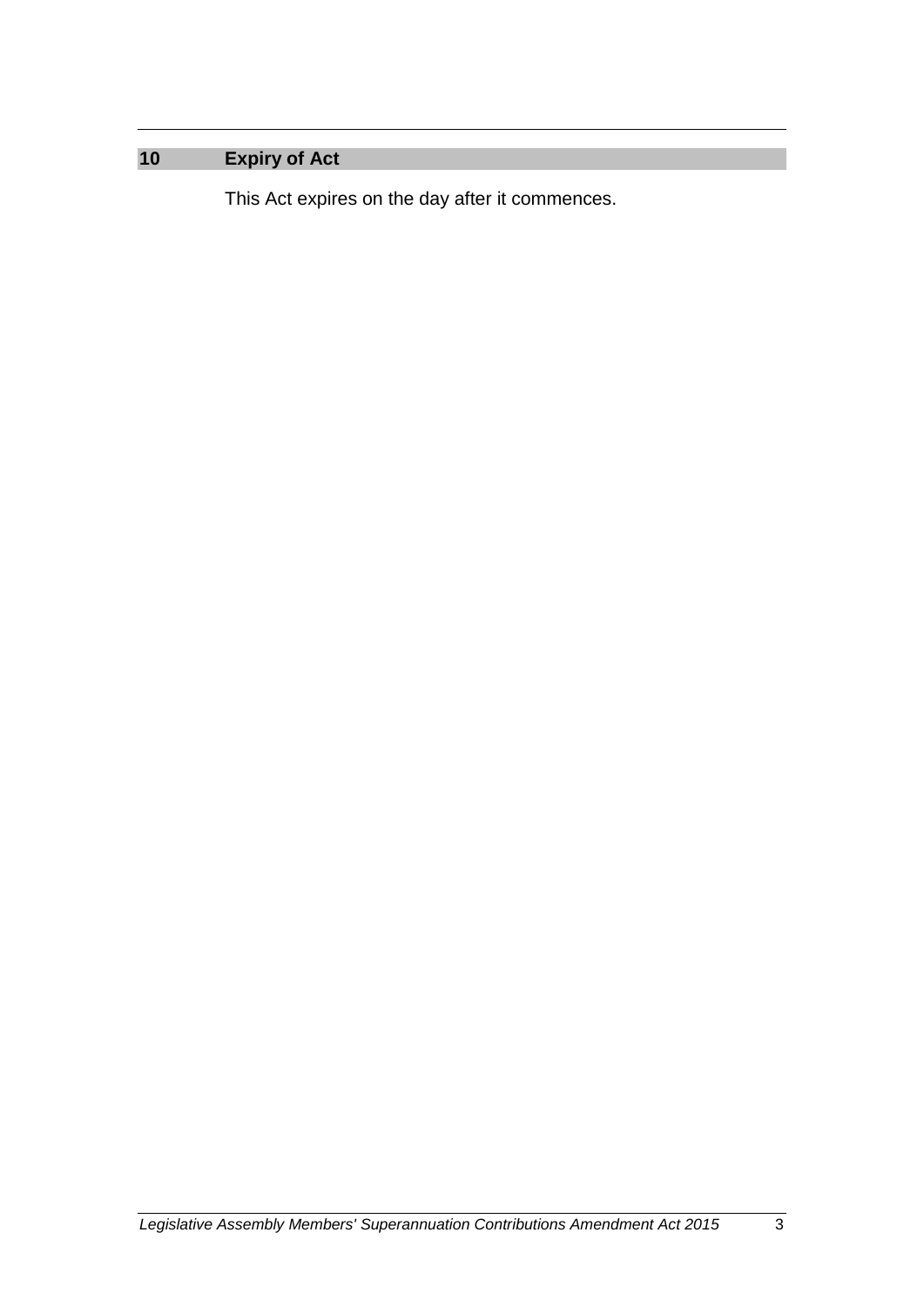## 10 Expiry of Act

This Act expires on the day after it commences.